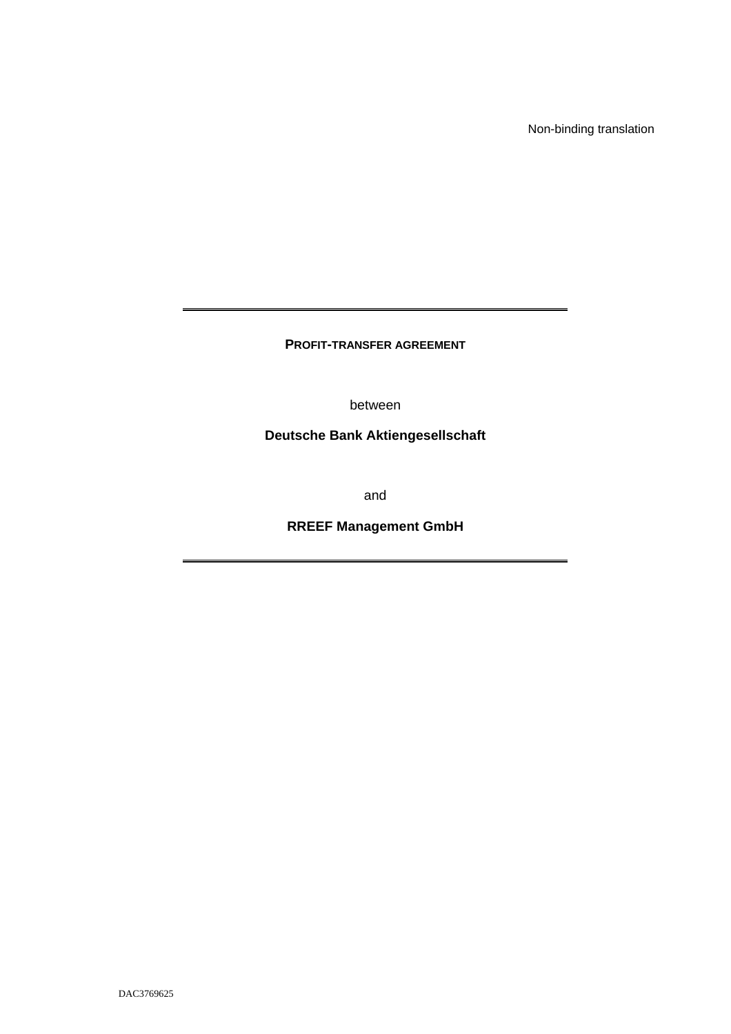Non-binding translation

---

**PROFIT-TRANSFER AGREEMENT**

between

**Deutsche Bank Aktiengesellschaft**

and

**RREEF Management GmbH**

---

DAC3769625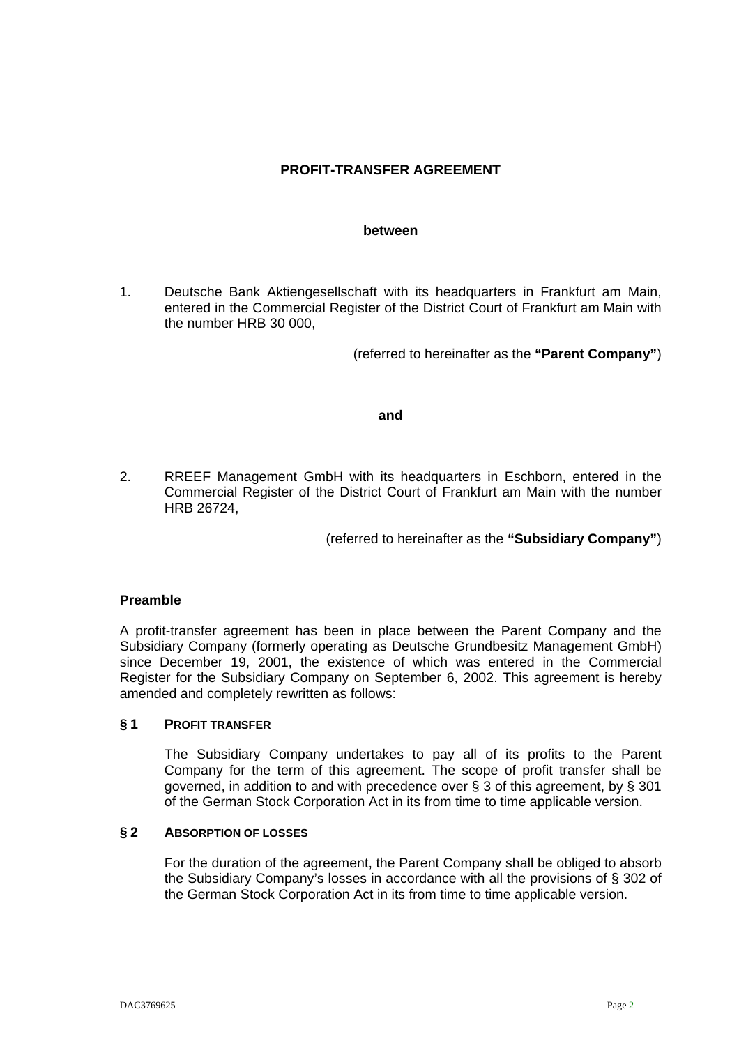**PROFIT-TRANSFER AGREEMENT**

**between**

1. Deutsche Bank Aktiengesellschaft with its headquarters in Frankfurt am Main, entered in the Commercial Register of the District Court of Frankfurt am Main with the number HRB 30 000,

   (referred to hereinafter as the **"Parent Company"**)

**and**

2. RREEF Management GmbH with its headquarters in Eschborn, entered in the Commercial Register of the District Court of Frankfurt am Main with the number HRB 26724,

   (referred to hereinafter as the **"Subsidiary Company"**)

**Preamble**

A profit-transfer agreement has been in place between the Parent Company and the Subsidiary Company (formerly operating as Deutsche Grundbesitz Management GmbH) since December 19, 2001, the existence of which was entered in the Commercial Register for the Subsidiary Company on September 6, 2002. This agreement is hereby amended and completely rewritten as follows:

**§ 1 PROFIT TRANSFER**

The Subsidiary Company undertakes to pay all of its profits to the Parent Company for the term of this agreement. The scope of profit transfer shall be governed, in addition to and with precedence over § 3 of this agreement, by § 301 of the German Stock Corporation Act in its from time to time applicable version.

**§ 2 ABSORPTION OF LOSSES**

For the duration of the agreement, the Parent Company shall be obliged to absorb the Subsidiary Company's losses in accordance with all the provisions of § 302 of the German Stock Corporation Act in its from time to time applicable version.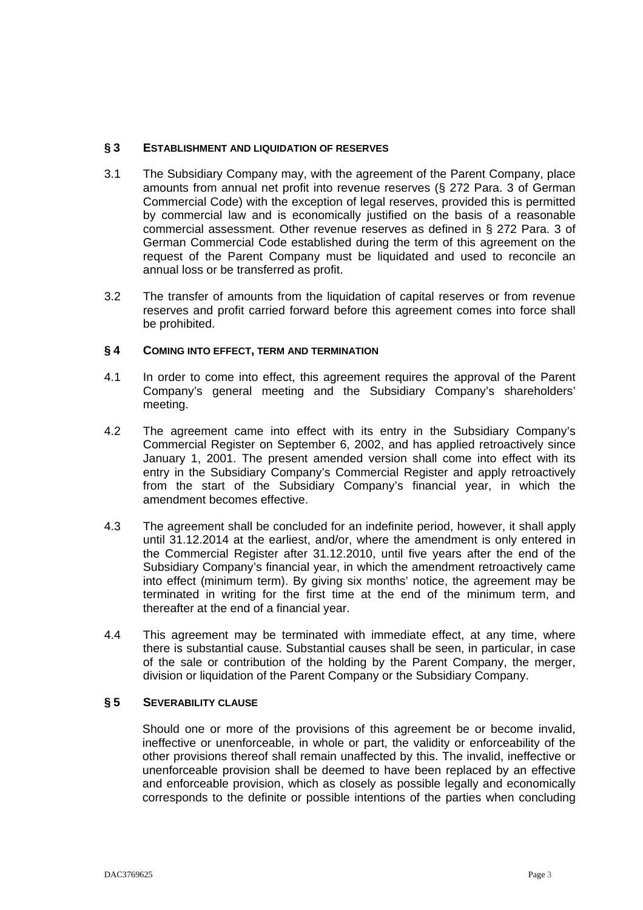## § 3 ESTABLISHMENT AND LIQUIDATION OF RESERVES

3.1 The Subsidiary Company may, with the agreement of the Parent Company, place amounts from annual net profit into revenue reserves (§ 272 Para. 3 of German Commercial Code) with the exception of legal reserves, provided this is permitted by commercial law and is economically justified on the basis of a reasonable commercial assessment. Other revenue reserves as defined in § 272 Para. 3 of German Commercial Code established during the term of this agreement on the request of the Parent Company must be liquidated and used to reconcile an annual loss or be transferred as profit.

3.2 The transfer of amounts from the liquidation of capital reserves or from revenue reserves and profit carried forward before this agreement comes into force shall be prohibited.

## § 4 COMING INTO EFFECT, TERM AND TERMINATION

4.1 In order to come into effect, this agreement requires the approval of the Parent Company's general meeting and the Subsidiary Company's shareholders' meeting.

4.2 The agreement came into effect with its entry in the Subsidiary Company's Commercial Register on September 6, 2002, and has applied retroactively since January 1, 2001. The present amended version shall come into effect with its entry in the Subsidiary Company's Commercial Register and apply retroactively from the start of the Subsidiary Company's financial year, in which the amendment becomes effective.

4.3 The agreement shall be concluded for an indefinite period, however, it shall apply until 31.12.2014 at the earliest, and/or, where the amendment is only entered in the Commercial Register after 31.12.2010, until five years after the end of the Subsidiary Company's financial year, in which the amendment retroactively came into effect (minimum term). By giving six months' notice, the agreement may be terminated in writing for the first time at the end of the minimum term, and thereafter at the end of a financial year.

4.4 This agreement may be terminated with immediate effect, at any time, where there is substantial cause. Substantial causes shall be seen, in particular, in case of the sale or contribution of the holding by the Parent Company, the merger, division or liquidation of the Parent Company or the Subsidiary Company.

## § 5 SEVERABILITY CLAUSE

Should one or more of the provisions of this agreement be or become invalid, ineffective or unenforceable, in whole or part, the validity or enforceability of the other provisions thereof shall remain unaffected by this. The invalid, ineffective or unenforceable provision shall be deemed to have been replaced by an effective and enforceable provision, which as closely as possible legally and economically corresponds to the definite or possible intentions of the parties when concluding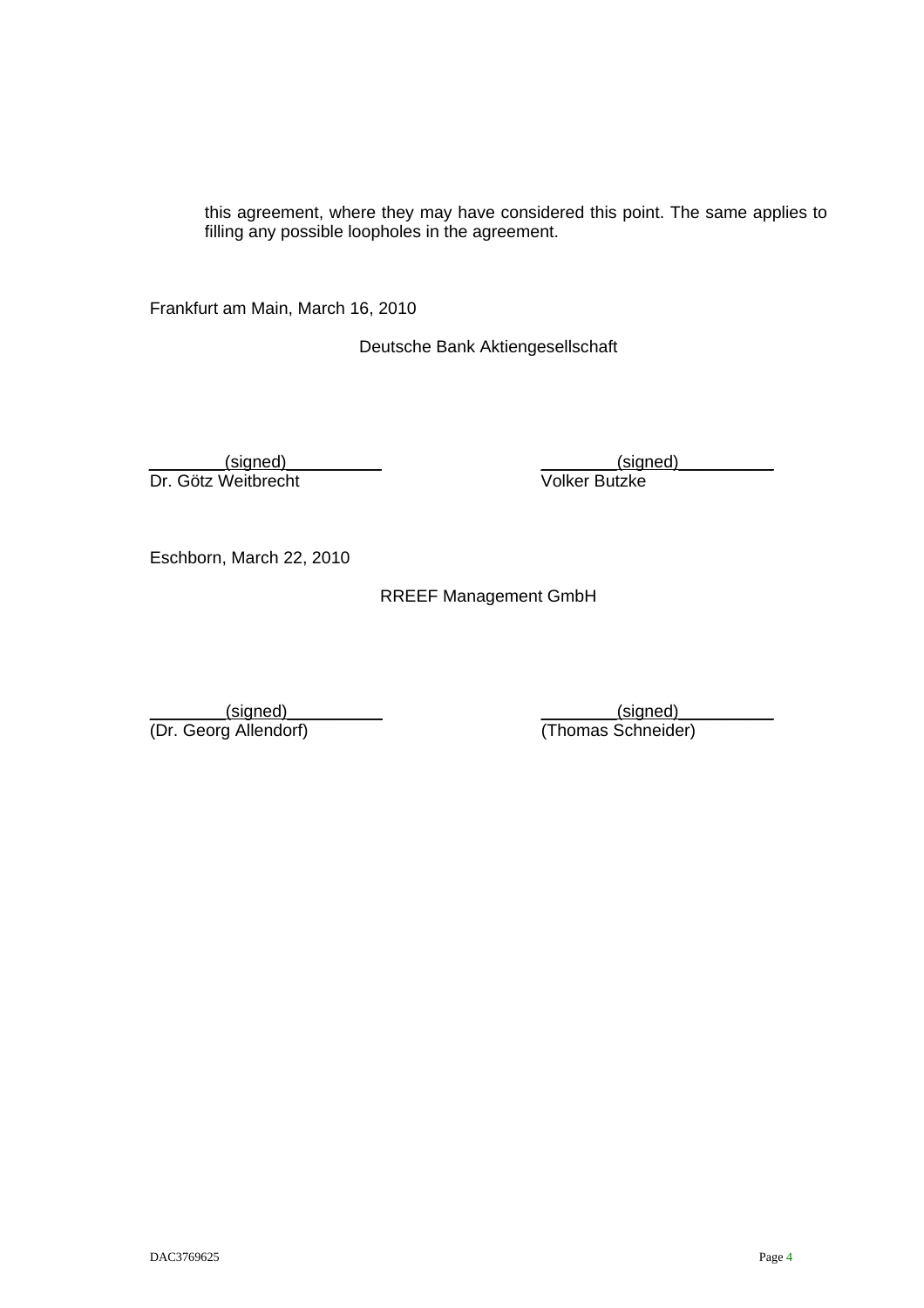this agreement, where they may have considered this point. The same applies to filling any possible loopholes in the agreement.

Frankfurt am Main, March 16, 2010

Deutsche Bank Aktiengesellschaft

(signed) (signed)

Dr. Götz Weitbrecht Volker Butzke

Eschborn, March 22, 2010

RREEF Management GmbH

(signed) (signed)

(Dr. Georg Allendorf) (Thomas Schneider)

DAC3769625